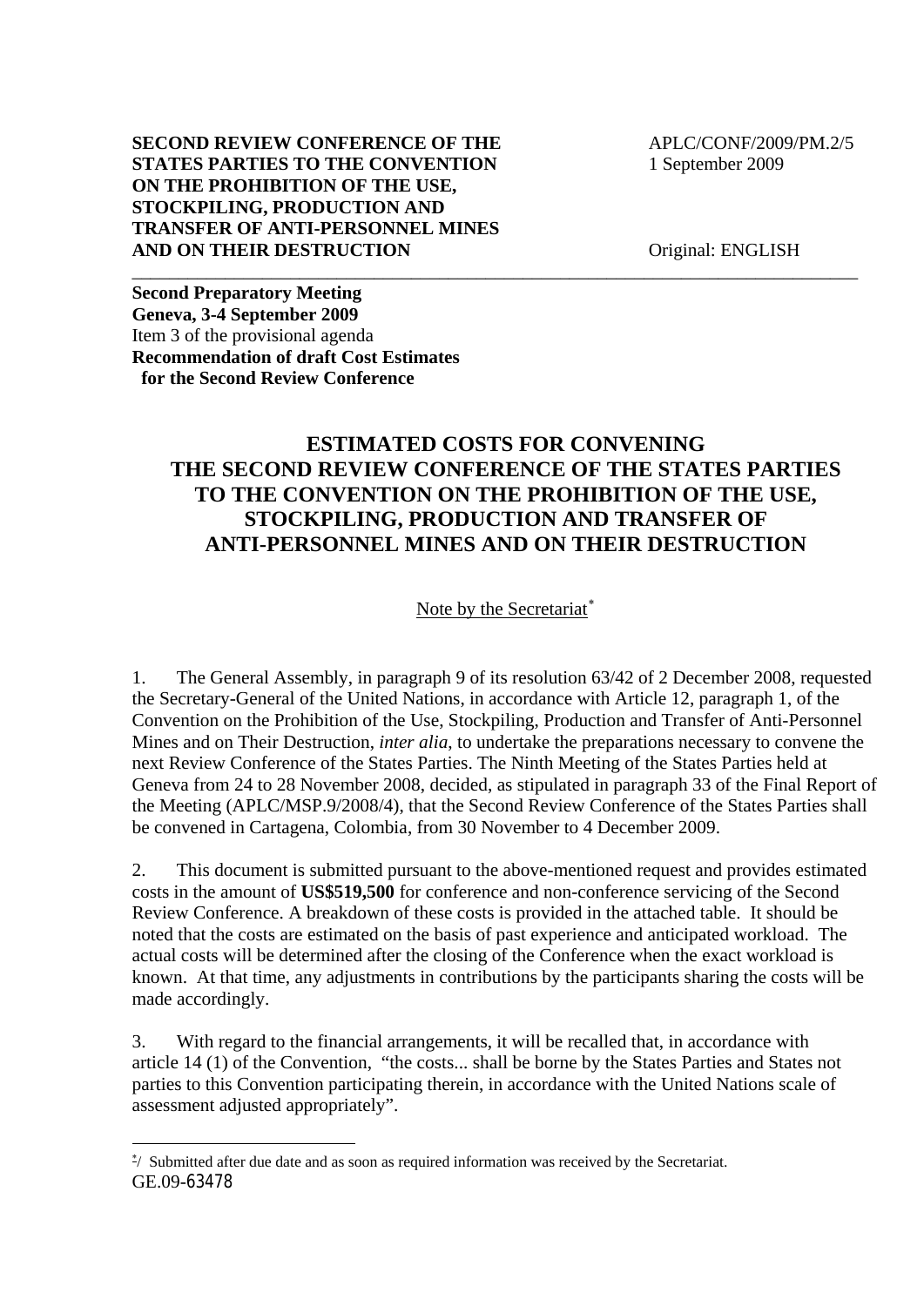**SECOND REVIEW CONFERENCE OF THE STATES PARTIES TO THE CONVENTION ON THE PROHIBITION OF THE USE, STOCKPILING, PRODUCTION AND TRANSFER OF ANTI-PERSONNEL MINES AND ON THEIR DESTRUCTION**

APLC/CONF/2009/PM.2/5
1 September 2009

Original: ENGLISH

**Second Preparatory Meeting**
**Geneva, 3-4 September 2009**
Item 3 of the provisional agenda
**Recommendation of draft Cost Estimates for the Second Review Conference**

# ESTIMATED COSTS FOR CONVENING THE SECOND REVIEW CONFERENCE OF THE STATES PARTIES TO THE CONVENTION ON THE PROHIBITION OF THE USE, STOCKPILING, PRODUCTION AND TRANSFER OF ANTI-PERSONNEL MINES AND ON THEIR DESTRUCTION

Note by the Secretariat[*]

1. The General Assembly, in paragraph 9 of its resolution 63/42 of 2 December 2008, requested the Secretary-General of the United Nations, in accordance with Article 12, paragraph 1, of the Convention on the Prohibition of the Use, Stockpiling, Production and Transfer of Anti-Personnel Mines and on Their Destruction, *inter alia*, to undertake the preparations necessary to convene the next Review Conference of the States Parties. The Ninth Meeting of the States Parties held at Geneva from 24 to 28 November 2008, decided, as stipulated in paragraph 33 of the Final Report of the Meeting (APLC/MSP.9/2008/4), that the Second Review Conference of the States Parties shall be convened in Cartagena, Colombia, from 30 November to 4 December 2009.

2. This document is submitted pursuant to the above-mentioned request and provides estimated costs in the amount of **US$519,500** for conference and non-conference servicing of the Second Review Conference. A breakdown of these costs is provided in the attached table. It should be noted that the costs are estimated on the basis of past experience and anticipated workload. The actual costs will be determined after the closing of the Conference when the exact workload is known. At that time, any adjustments in contributions by the participants sharing the costs will be made accordingly.

3. With regard to the financial arrangements, it will be recalled that, in accordance with article 14 (1) of the Convention, "the costs... shall be borne by the States Parties and States not parties to this Convention participating therein, in accordance with the United Nations scale of assessment adjusted appropriately".

---

[*]/ Submitted after due date and as soon as required information was received by the Secretariat.

GE.09-63478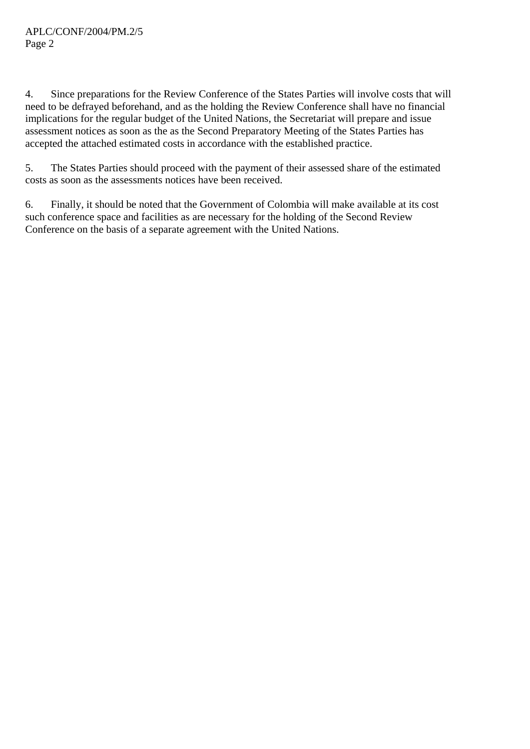4. Since preparations for the Review Conference of the States Parties will involve costs that will need to be defrayed beforehand, and as the holding the Review Conference shall have no financial implications for the regular budget of the United Nations, the Secretariat will prepare and issue assessment notices as soon as the as the Second Preparatory Meeting of the States Parties has accepted the attached estimated costs in accordance with the established practice.

5. The States Parties should proceed with the payment of their assessed share of the estimated costs as soon as the assessments notices have been received.

6. Finally, it should be noted that the Government of Colombia will make available at its cost such conference space and facilities as are necessary for the holding of the Second Review Conference on the basis of a separate agreement with the United Nations.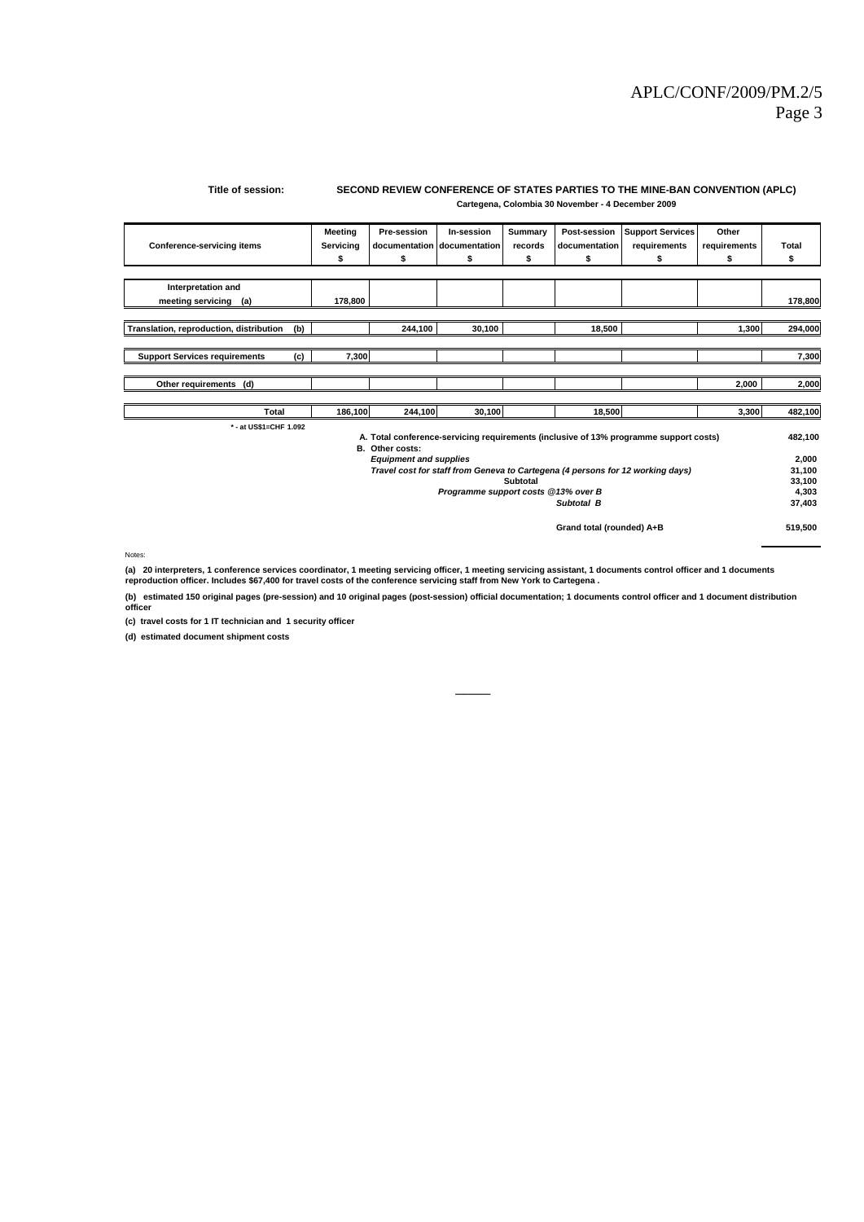**Title of session:** **SECOND REVIEW CONFERENCE OF STATES PARTIES TO THE MINE-BAN CONVENTION (APLC)**
**Cartegena, Colombia 30 November - 4 December 2009**

| Conference-servicing items | Meeting Servicing $ | Pre-session documentation $ | In-session documentation $ | Summary records $ | Post-session documentation $ | Support Services requirements $ | Other requirements $ | Total $ |
|---|---|---|---|---|---|---|---|---|
| Interpretation and meeting servicing (a) | 178,800 | | | | | | | 178,800 |
| Translation, reproduction, distribution (b) | | 244,100 | 30,100 | | 18,500 | | 1,300 | 294,000 |
| Support Services requirements (c) | 7,300 | | | | | | | 7,300 |
| Other requirements (d) | | | | | | | 2,000 | 2,000 |
| **Total** | 186,100 | 244,100 | 30,100 | | 18,500 | | 3,300 | 482,100 |

\* - at US$1=CHF 1.092

| | |
|---|---|
| A. Total conference-servicing requirements (inclusive of 13% programme support costs) | 482,100 |
| B. Other costs: | |
| *Equipment and supplies* | 2,000 |
| *Travel cost for staff from Geneva to Cartegena (4 persons for 12 working days)* | 31,100 |
| Subtotal | 33,100 |
| *Programme support costs @13% over B* | 4,303 |
| *Subtotal B* | 37,403 |
| Grand total (rounded) A+B | 519,500 |

Notes:

**(a) 20 interpreters, 1 conference services coordinator, 1 meeting servicing officer, 1 meeting servicing assistant, 1 documents control officer and 1 documents reproduction officer. Includes $67,400 for travel costs of the conference servicing staff from New York to Cartegena .**

**(b) estimated 150 original pages (pre-session) and 10 original pages (post-session) official documentation; 1 documents control officer and 1 document distribution officer**

**(c) travel costs for 1 IT technician and 1 security officer**

**(d) estimated document shipment costs**